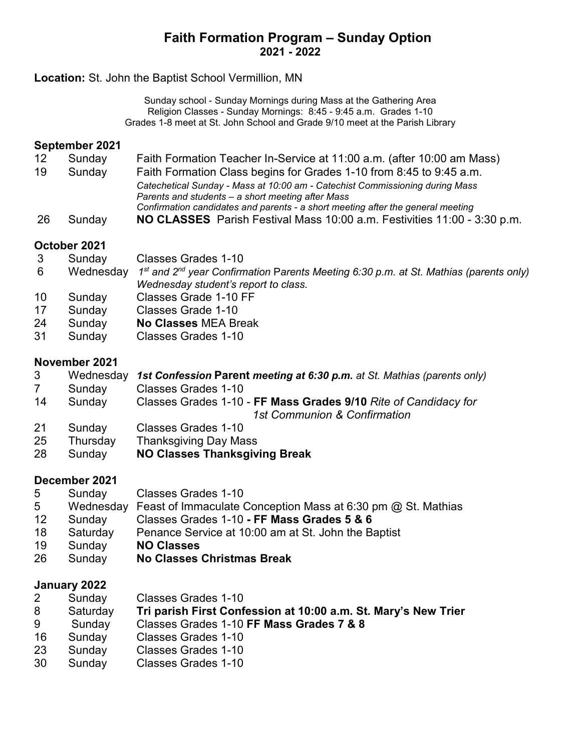# Faith Formation Program – Sunday Option
## 2021 - 2022

**Location:** St. John the Baptist School Vermillion, MN

Sunday school - Sunday Mornings during Mass at the Gathering Area
Religion Classes - Sunday Mornings: 8:45 - 9:45 a.m. Grades 1-10
Grades 1-8 meet at St. John School and Grade 9/10 meet at the Parish Library

### September 2021

| | | |
|---|---|---|
| 12 | Sunday | Faith Formation Teacher In-Service at 11:00 a.m. (after 10:00 am Mass) |
| 19 | Sunday | Faith Formation Class begins for Grades 1-10 from 8:45 to 9:45 a.m. *Catechetical Sunday - Mass at 10:00 am - Catechist Commissioning during Mass* *Parents and students – a short meeting after Mass* *Confirmation candidates and parents - a short meeting after the general meeting* |
| 26 | Sunday | **NO CLASSES** Parish Festival Mass 10:00 a.m. Festivities 11:00 - 3:30 p.m. |

### October 2021

| | | |
|---|---|---|
| 3 | Sunday | Classes Grades 1-10 |
| 6 | Wednesday | *1st and 2nd year Confirmation* P*arents Meeting 6:30 p.m. at St. Mathias (parents only)* *Wednesday student's report to class.* |
| 10 | Sunday | Classes Grade 1-10 FF |
| 17 | Sunday | Classes Grade 1-10 |
| 24 | Sunday | **No Classes** MEA Break |
| 31 | Sunday | Classes Grades 1-10 |

### November 2021

| | | |
|---|---|---|
| 3 | Wednesday | ***1st Confession*** **Parent** ***meeting at 6:30 p.m.*** *at St. Mathias (parents only)* |
| 7 | Sunday | Classes Grades 1-10 |
| 14 | Sunday | Classes Grades 1-10 - **FF Mass Grades 9/10** *Rite of Candidacy for 1st Communion & Confirmation* |
| 21 | Sunday | Classes Grades 1-10 |
| 25 | Thursday | Thanksgiving Day Mass |
| 28 | Sunday | **NO Classes Thanksgiving Break** |

### December 2021

| | | |
|---|---|---|
| 5 | Sunday | Classes Grades 1-10 |
| 5 | Wednesday | Feast of Immaculate Conception Mass at 6:30 pm @ St. Mathias |
| 12 | Sunday | Classes Grades 1-10 **- FF Mass Grades 5 & 6** |
| 18 | Saturday | Penance Service at 10:00 am at St. John the Baptist |
| 19 | Sunday | **NO Classes** |
| 26 | Sunday | **No Classes Christmas Break** |

### January 2022

| | | |
|---|---|---|
| 2 | Sunday | Classes Grades 1-10 |
| 8 | Saturday | **Tri parish First Confession at 10:00 a.m. St. Mary's New Trier** |
| 9 | Sunday | Classes Grades 1-10 **FF Mass Grades 7 & 8** |
| 16 | Sunday | Classes Grades 1-10 |
| 23 | Sunday | Classes Grades 1-10 |
| 30 | Sunday | Classes Grades 1-10 |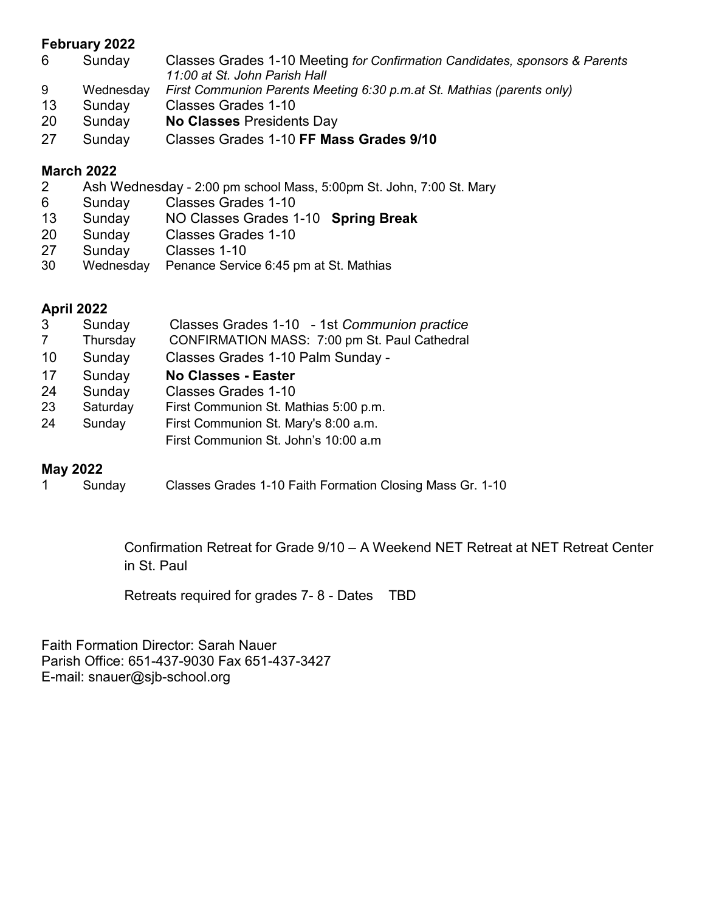**February 2022**

6 Sunday Classes Grades 1-10 Meeting *for Confirmation Candidates, sponsors & Parents 11:00 at St. John Parish Hall*
9 Wednesday *First Communion Parents Meeting 6:30 p.m.at St. Mathias (parents only)*
13 Sunday Classes Grades 1-10
20 Sunday **No Classes** Presidents Day
27 Sunday Classes Grades 1-10 **FF Mass Grades 9/10**

**March 2022**

2 Ash Wednesday - 2:00 pm school Mass, 5:00pm St. John, 7:00 St. Mary
6 Sunday Classes Grades 1-10
13 Sunday NO Classes Grades 1-10 **Spring Break**
20 Sunday Classes Grades 1-10
27 Sunday Classes 1-10
30 Wednesday Penance Service 6:45 pm at St. Mathias

**April 2022**

3 Sunday Classes Grades 1-10 - 1st *Communion practice*
7 Thursday CONFIRMATION MASS: 7:00 pm St. Paul Cathedral
10 Sunday Classes Grades 1-10 Palm Sunday -
17 Sunday **No Classes - Easter**
24 Sunday Classes Grades 1-10
23 Saturday First Communion St. Mathias 5:00 p.m.
24 Sunday First Communion St. Mary's 8:00 a.m.
First Communion St. John's 10:00 a.m

**May 2022**

1 Sunday Classes Grades 1-10 Faith Formation Closing Mass Gr. 1-10

Confirmation Retreat for Grade 9/10 – A Weekend NET Retreat at NET Retreat Center in St. Paul

Retreats required for grades 7- 8 - Dates TBD

Faith Formation Director: Sarah Nauer
Parish Office: 651-437-9030 Fax 651-437-3427
E-mail: snauer@sjb-school.org